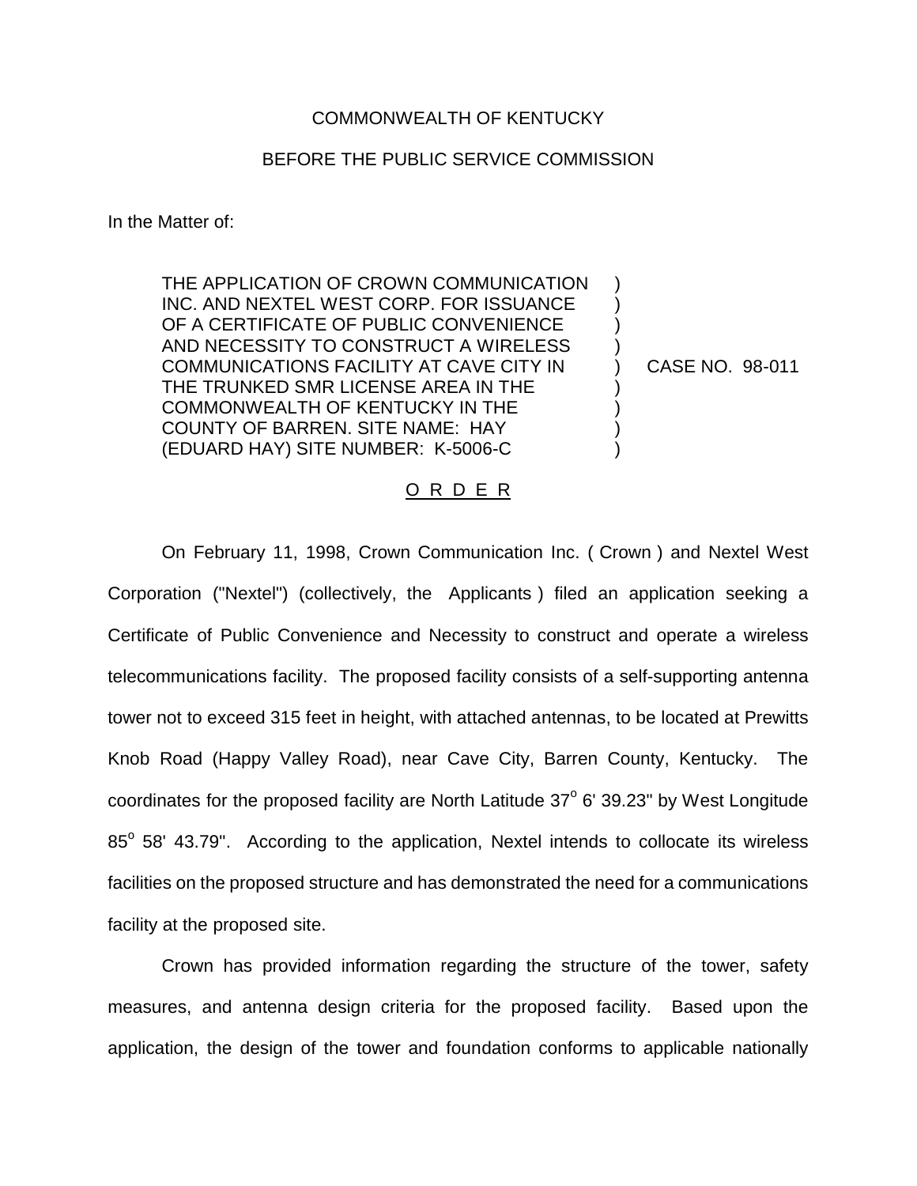COMMONWEALTH OF KENTUCKY

BEFORE THE PUBLIC SERVICE COMMISSION

In the Matter of:

THE APPLICATION OF CROWN COMMUNICATION INC. AND NEXTEL WEST CORP. FOR ISSUANCE OF A CERTIFICATE OF PUBLIC CONVENIENCE AND NECESSITY TO CONSTRUCT A WIRELESS COMMUNICATIONS FACILITY AT CAVE CITY IN THE TRUNKED SMR LICENSE AREA IN THE COMMONWEALTH OF KENTUCKY IN THE COUNTY OF BARREN. SITE NAME: HAY (EDUARD HAY) SITE NUMBER: K-5006-C

) CASE NO. 98-011

O R D E R

On February 11, 1998, Crown Communication Inc. ( Crown ) and Nextel West Corporation ("Nextel") (collectively, the Applicants ) filed an application seeking a Certificate of Public Convenience and Necessity to construct and operate a wireless telecommunications facility. The proposed facility consists of a self-supporting antenna tower not to exceed 315 feet in height, with attached antennas, to be located at Prewitts Knob Road (Happy Valley Road), near Cave City, Barren County, Kentucky. The coordinates for the proposed facility are North Latitude 37° 6' 39.23" by West Longitude 85° 58' 43.79". According to the application, Nextel intends to collocate its wireless facilities on the proposed structure and has demonstrated the need for a communications facility at the proposed site.

Crown has provided information regarding the structure of the tower, safety measures, and antenna design criteria for the proposed facility. Based upon the application, the design of the tower and foundation conforms to applicable nationally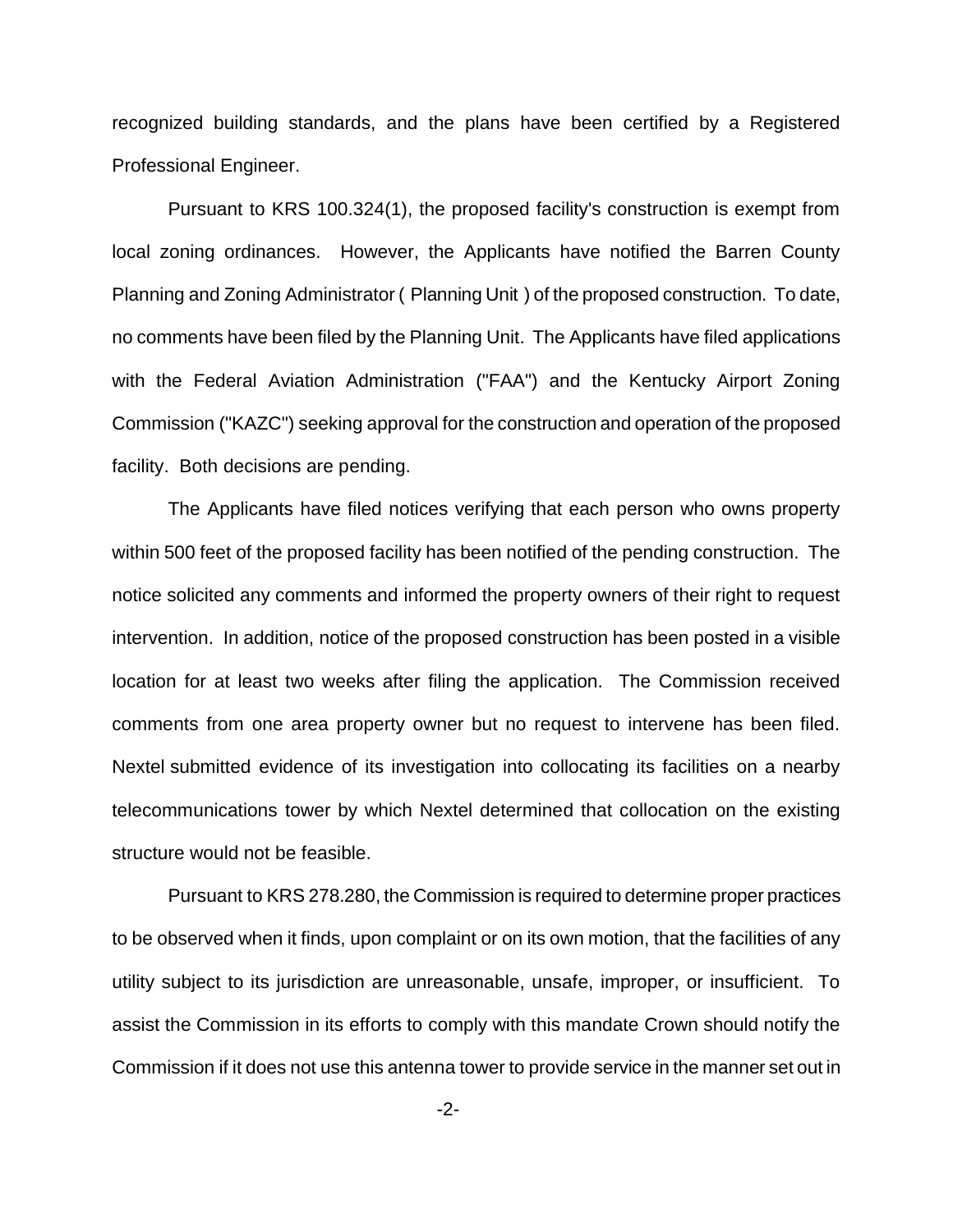recognized building standards, and the plans have been certified by a Registered Professional Engineer.

Pursuant to KRS 100.324(1), the proposed facility's construction is exempt from local zoning ordinances. However, the Applicants have notified the Barren County Planning and Zoning Administrator ( Planning Unit ) of the proposed construction. To date, no comments have been filed by the Planning Unit. The Applicants have filed applications with the Federal Aviation Administration ("FAA") and the Kentucky Airport Zoning Commission ("KAZC") seeking approval for the construction and operation of the proposed facility. Both decisions are pending.

The Applicants have filed notices verifying that each person who owns property within 500 feet of the proposed facility has been notified of the pending construction. The notice solicited any comments and informed the property owners of their right to request intervention. In addition, notice of the proposed construction has been posted in a visible location for at least two weeks after filing the application. The Commission received comments from one area property owner but no request to intervene has been filed. Nextel submitted evidence of its investigation into collocating its facilities on a nearby telecommunications tower by which Nextel determined that collocation on the existing structure would not be feasible.

Pursuant to KRS 278.280, the Commission is required to determine proper practices to be observed when it finds, upon complaint or on its own motion, that the facilities of any utility subject to its jurisdiction are unreasonable, unsafe, improper, or insufficient. To assist the Commission in its efforts to comply with this mandate Crown should notify the Commission if it does not use this antenna tower to provide service in the manner set out in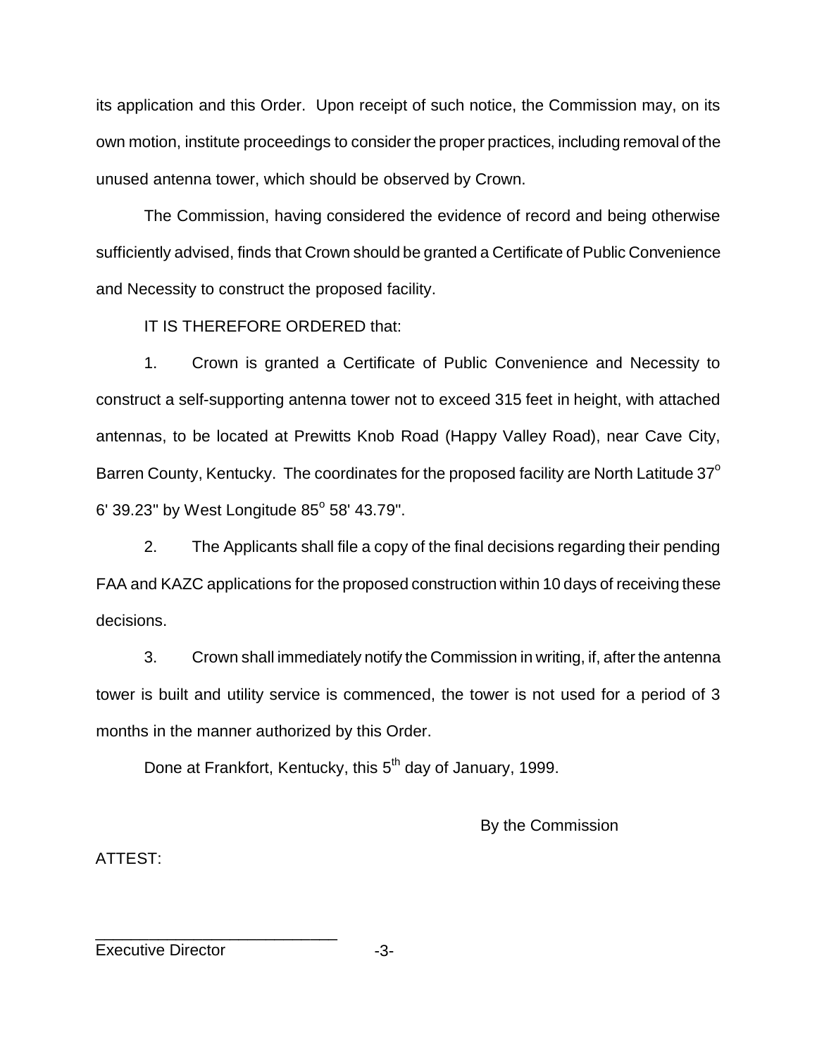its application and this Order. Upon receipt of such notice, the Commission may, on its own motion, institute proceedings to consider the proper practices, including removal of the unused antenna tower, which should be observed by Crown.

The Commission, having considered the evidence of record and being otherwise sufficiently advised, finds that Crown should be granted a Certificate of Public Convenience and Necessity to construct the proposed facility.

IT IS THEREFORE ORDERED that:

1. Crown is granted a Certificate of Public Convenience and Necessity to construct a self-supporting antenna tower not to exceed 315 feet in height, with attached antennas, to be located at Prewitts Knob Road (Happy Valley Road), near Cave City, Barren County, Kentucky. The coordinates for the proposed facility are North Latitude 37$^{o}$ 6' 39.23" by West Longitude 85$^{o}$ 58' 43.79".

2. The Applicants shall file a copy of the final decisions regarding their pending FAA and KAZC applications for the proposed construction within 10 days of receiving these decisions.

3. Crown shall immediately notify the Commission in writing, if, after the antenna tower is built and utility service is commenced, the tower is not used for a period of 3 months in the manner authorized by this Order.

Done at Frankfort, Kentucky, this 5th day of January, 1999.

By the Commission

ATTEST:

___________________________
Executive Director